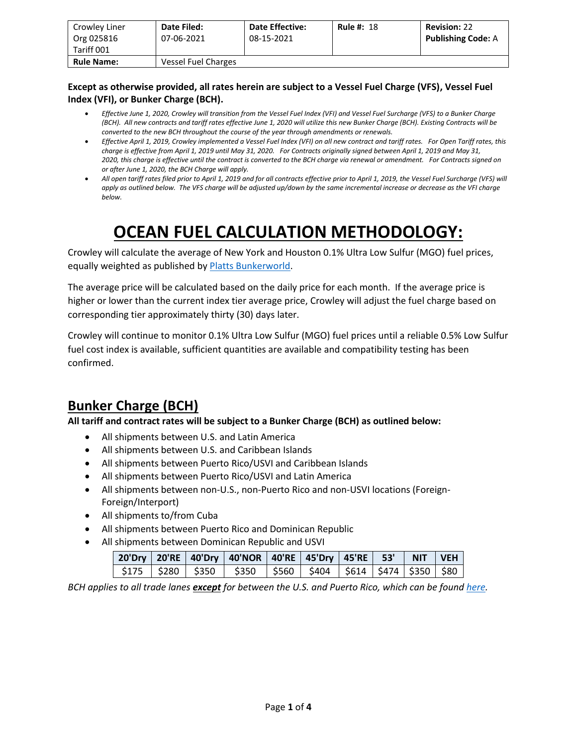| Crowley Liner Org 025816 Tariff 001 | **Date Filed:** 07-06-2021 | **Date Effective:** 08-15-2021 | **Rule #:** 18 | **Revision:** 22 **Publishing Code:** A |
|---|---|---|---|---|
| **Rule Name:** | Vessel Fuel Charges | | | |

**Except as otherwise provided, all rates herein are subject to a Vessel Fuel Charge (VFS), Vessel Fuel Index (VFI), or Bunker Charge (BCH).**

- *Effective June 1, 2020, Crowley will transition from the Vessel Fuel Index (VFI) and Vessel Fuel Surcharge (VFS) to a Bunker Charge (BCH). All new contracts and tariff rates effective June 1, 2020 will utilize this new Bunker Charge (BCH). Existing Contracts will be converted to the new BCH throughout the course of the year through amendments or renewals.*
- *Effective April 1, 2019, Crowley implemented a Vessel Fuel Index (VFI) on all new contract and tariff rates. For Open Tariff rates, this charge is effective from April 1, 2019 until May 31, 2020. For Contracts originally signed between April 1, 2019 and May 31, 2020, this charge is effective until the contract is converted to the BCH charge via renewal or amendment. For Contracts signed on or after June 1, 2020, the BCH Charge will apply.*
- *All open tariff rates filed prior to April 1, 2019 and for all contracts effective prior to April 1, 2019, the Vessel Fuel Surcharge (VFS) will apply as outlined below. The VFS charge will be adjusted up/down by the same incremental increase or decrease as the VFI charge below.*

# OCEAN FUEL CALCULATION METHODOLOGY:

Crowley will calculate the average of New York and Houston 0.1% Ultra Low Sulfur (MGO) fuel prices, equally weighted as published by [Platts Bunkerworld](Platts Bunkerworld).

The average price will be calculated based on the daily price for each month. If the average price is higher or lower than the current index tier average price, Crowley will adjust the fuel charge based on corresponding tier approximately thirty (30) days later.

Crowley will continue to monitor 0.1% Ultra Low Sulfur (MGO) fuel prices until a reliable 0.5% Low Sulfur fuel cost index is available, sufficient quantities are available and compatibility testing has been confirmed.

## Bunker Charge (BCH)

**All tariff and contract rates will be subject to a Bunker Charge (BCH) as outlined below:**

- All shipments between U.S. and Latin America
- All shipments between U.S. and Caribbean Islands
- All shipments between Puerto Rico/USVI and Caribbean Islands
- All shipments between Puerto Rico/USVI and Latin America
- All shipments between non-U.S., non-Puerto Rico and non-USVI locations (Foreign-Foreign/Interport)
- All shipments to/from Cuba
- All shipments between Puerto Rico and Dominican Republic
- All shipments between Dominican Republic and USVI

| 20'Dry | 20'RE | 40'Dry | 40'NOR | 40'RE | 45'Dry | 45'RE | 53' | NIT | VEH |
|---|---|---|---|---|---|---|---|---|---|
| $175 | $280 | $350 | $350 | $560 | $404 | $614 | $474 | $350 | $80 |

*BCH applies to all trade lanes* ***except*** *for between the U.S. and Puerto Rico, which can be found [here](here).*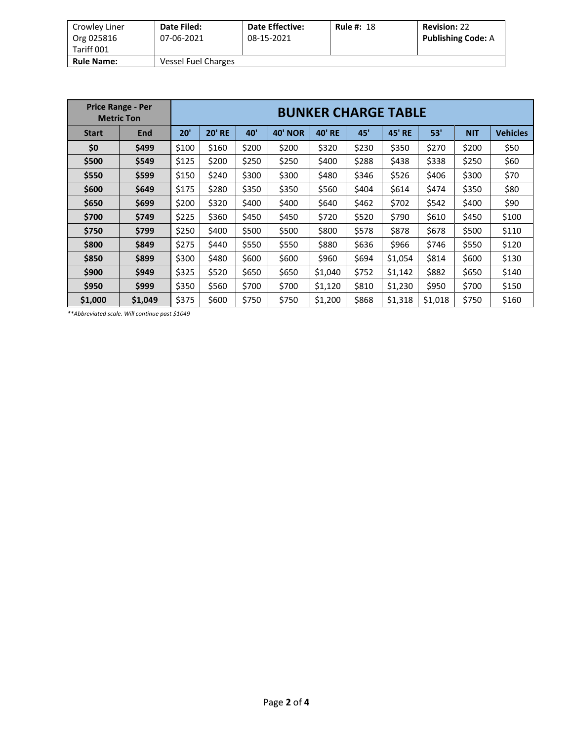| Crowley Liner Org 025816 Tariff 001 | Date Filed: 07-06-2021 | Date Effective: 08-15-2021 | Rule #: 18 | Revision: 22 Publishing Code: A |
|---|---|---|---|---|
| **Rule Name:** | Vessel Fuel Charges | | | |

| Price Range - Per Metric Ton | | BUNKER CHARGE TABLE | | | | | | | | | |
|---|---|---|---|---|---|---|---|---|---|---|---|
| **Start** | **End** | **20'** | **20' RE** | **40'** | **40' NOR** | **40' RE** | **45'** | **45' RE** | **53'** | **NIT** | **Vehicles** |
| **$0** | **$499** | $100 | $160 | $200 | $200 | $320 | $230 | $350 | $270 | $200 | $50 |
| **$500** | **$549** | $125 | $200 | $250 | $250 | $400 | $288 | $438 | $338 | $250 | $60 |
| **$550** | **$599** | $150 | $240 | $300 | $300 | $480 | $346 | $526 | $406 | $300 | $70 |
| **$600** | **$649** | $175 | $280 | $350 | $350 | $560 | $404 | $614 | $474 | $350 | $80 |
| **$650** | **$699** | $200 | $320 | $400 | $400 | $640 | $462 | $702 | $542 | $400 | $90 |
| **$700** | **$749** | $225 | $360 | $450 | $450 | $720 | $520 | $790 | $610 | $450 | $100 |
| **$750** | **$799** | $250 | $400 | $500 | $500 | $800 | $578 | $878 | $678 | $500 | $110 |
| **$800** | **$849** | $275 | $440 | $550 | $550 | $880 | $636 | $966 | $746 | $550 | $120 |
| **$850** | **$899** | $300 | $480 | $600 | $600 | $960 | $694 | $1,054 | $814 | $600 | $130 |
| **$900** | **$949** | $325 | $520 | $650 | $650 | $1,040 | $752 | $1,142 | $882 | $650 | $140 |
| **$950** | **$999** | $350 | $560 | $700 | $700 | $1,120 | $810 | $1,230 | $950 | $700 | $150 |
| **$1,000** | **$1,049** | $375 | $600 | $750 | $750 | $1,200 | $868 | $1,318 | $1,018 | $750 | $160 |

***Abbreviated scale. Will continue past $1049*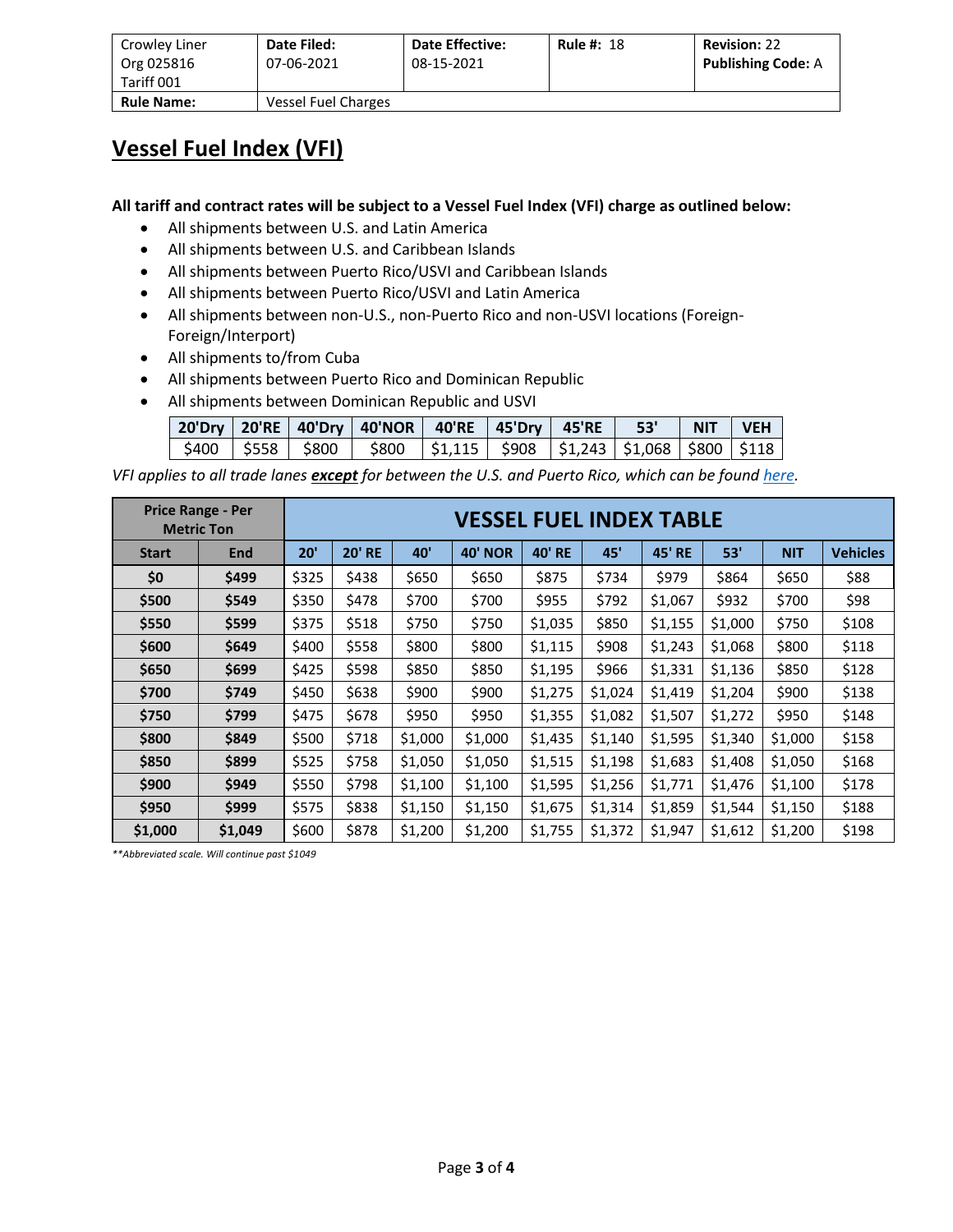| Crowley Liner Org 025816 Tariff 001 | **Date Filed:** 07-06-2021 | **Date Effective:** 08-15-2021 | **Rule #:** 18 | **Revision:** 22 **Publishing Code:** A |
|---|---|---|---|---|
| **Rule Name:** | Vessel Fuel Charges | | | |

# Vessel Fuel Index (VFI)

**All tariff and contract rates will be subject to a Vessel Fuel Index (VFI) charge as outlined below:**

- All shipments between U.S. and Latin America
- All shipments between U.S. and Caribbean Islands
- All shipments between Puerto Rico/USVI and Caribbean Islands
- All shipments between Puerto Rico/USVI and Latin America
- All shipments between non-U.S., non-Puerto Rico and non-USVI locations (Foreign-Foreign/Interport)
- All shipments to/from Cuba
- All shipments between Puerto Rico and Dominican Republic
- All shipments between Dominican Republic and USVI

| 20'Dry | 20'RE | 40'Dry | 40'NOR | 40'RE | 45'Dry | 45'RE | 53' | NIT | VEH |
|---|---|---|---|---|---|---|---|---|---|
| $400 | $558 | $800 | $800 | $1,115 | $908 | $1,243 | $1,068 | $800 | $118 |

*VFI applies to all trade lanes **<u>except</u>** for between the U.S. and Puerto Rico, which can be found [here](here).*

| Price Range - Per Metric Ton | | VESSEL FUEL INDEX TABLE | | | | | | | | | |
|---|---|---|---|---|---|---|---|---|---|---|---|
| **Start** | **End** | **20'** | **20' RE** | **40'** | **40' NOR** | **40' RE** | **45'** | **45' RE** | **53'** | **NIT** | **Vehicles** |
| **$0** | **$499** | $325 | $438 | $650 | $650 | $875 | $734 | $979 | $864 | $650 | $88 |
| **$500** | **$549** | $350 | $478 | $700 | $700 | $955 | $792 | $1,067 | $932 | $700 | $98 |
| **$550** | **$599** | $375 | $518 | $750 | $750 | $1,035 | $850 | $1,155 | $1,000 | $750 | $108 |
| **$600** | **$649** | $400 | $558 | $800 | $800 | $1,115 | $908 | $1,243 | $1,068 | $800 | $118 |
| **$650** | **$699** | $425 | $598 | $850 | $850 | $1,195 | $966 | $1,331 | $1,136 | $850 | $128 |
| **$700** | **$749** | $450 | $638 | $900 | $900 | $1,275 | $1,024 | $1,419 | $1,204 | $900 | $138 |
| **$750** | **$799** | $475 | $678 | $950 | $950 | $1,355 | $1,082 | $1,507 | $1,272 | $950 | $148 |
| **$800** | **$849** | $500 | $718 | $1,000 | $1,000 | $1,435 | $1,140 | $1,595 | $1,340 | $1,000 | $158 |
| **$850** | **$899** | $525 | $758 | $1,050 | $1,050 | $1,515 | $1,198 | $1,683 | $1,408 | $1,050 | $168 |
| **$900** | **$949** | $550 | $798 | $1,100 | $1,100 | $1,595 | $1,256 | $1,771 | $1,476 | $1,100 | $178 |
| **$950** | **$999** | $575 | $838 | $1,150 | $1,150 | $1,675 | $1,314 | $1,859 | $1,544 | $1,150 | $188 |
| **$1,000** | **$1,049** | $600 | $878 | $1,200 | $1,200 | $1,755 | $1,372 | $1,947 | $1,612 | $1,200 | $198 |

*\*\*Abbreviated scale. Will continue past $1049*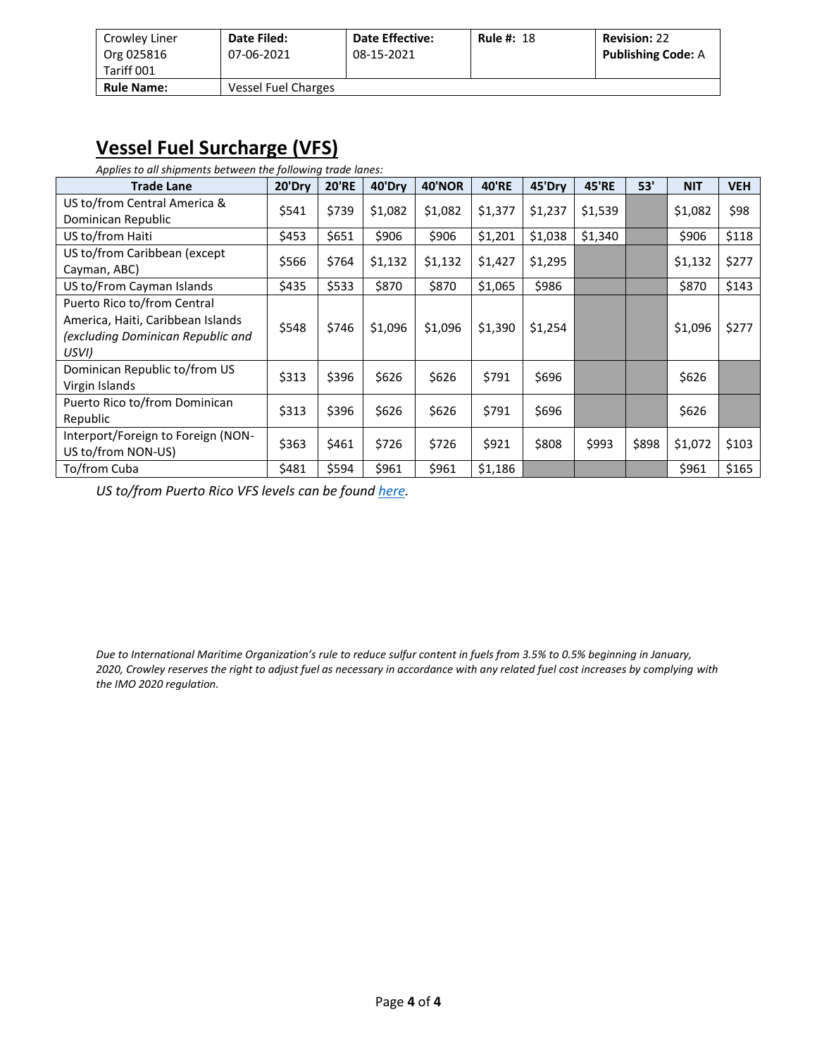| Crowley Liner Org 025816 Tariff 001 | **Date Filed:** 07-06-2021 | **Date Effective:** 08-15-2021 | **Rule #:** 18 | **Revision:** 22 **Publishing Code:** A |
|---|---|---|---|---|
| **Rule Name:** | Vessel Fuel Charges | | | |

## Vessel Fuel Surcharge (VFS)

*Applies to all shipments between the following trade lanes:*

| Trade Lane | 20'Dry | 20'RE | 40'Dry | 40'NOR | 40'RE | 45'Dry | 45'RE | 53' | NIT | VEH |
|---|---|---|---|---|---|---|---|---|---|---|
| US to/from Central America & Dominican Republic | $541 | $739 | $1,082 | $1,082 | $1,377 | $1,237 | $1,539 | | $1,082 | $98 |
| US to/from Haiti | $453 | $651 | $906 | $906 | $1,201 | $1,038 | $1,340 | | $906 | $118 |
| US to/from Caribbean (except Cayman, ABC) | $566 | $764 | $1,132 | $1,132 | $1,427 | $1,295 | | | $1,132 | $277 |
| US to/From Cayman Islands | $435 | $533 | $870 | $870 | $1,065 | $986 | | | $870 | $143 |
| Puerto Rico to/from Central America, Haiti, Caribbean Islands *(excluding Dominican Republic and USVI)* | $548 | $746 | $1,096 | $1,096 | $1,390 | $1,254 | | | $1,096 | $277 |
| Dominican Republic to/from US Virgin Islands | $313 | $396 | $626 | $626 | $791 | $696 | | | $626 | |
| Puerto Rico to/from Dominican Republic | $313 | $396 | $626 | $626 | $791 | $696 | | | $626 | |
| Interport/Foreign to Foreign (NON-US to/from NON-US) | $363 | $461 | $726 | $726 | $921 | $808 | $993 | $898 | $1,072 | $103 |
| To/from Cuba | $481 | $594 | $961 | $961 | $1,186 | | | | $961 | $165 |

*US to/from Puerto Rico VFS levels can be found here.*

*Due to International Maritime Organization's rule to reduce sulfur content in fuels from 3.5% to 0.5% beginning in January, 2020, Crowley reserves the right to adjust fuel as necessary in accordance with any related fuel cost increases by complying with the IMO 2020 regulation.*